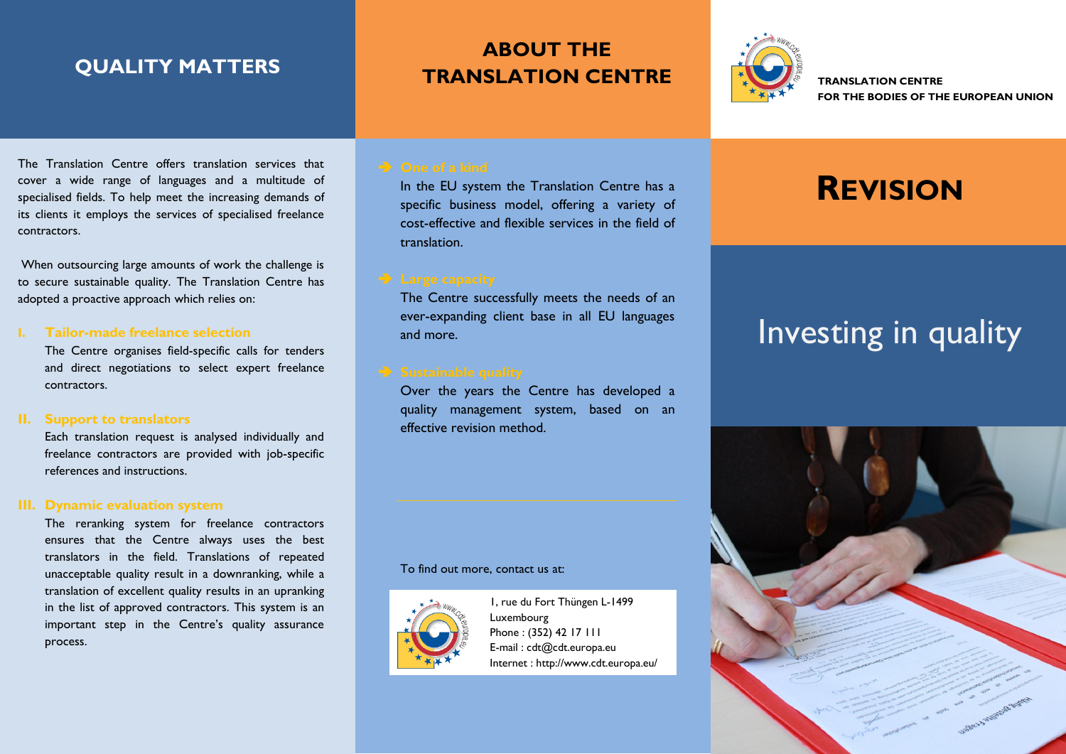# QUALITY MATTERS

The Translation Centre offers translation services that cover a wide range of languages and a multitude of specialised fields. To help meet the increasing demands of its clients it employs the services of specialised freelance contractors.

When outsourcing large amounts of work the challenge is to secure sustainable quality. The Translation Centre has adopted a proactive approach which relies on:

### I. Tailor-made freelance selection

The Centre organises field-specific calls for tenders and direct negotiations to select expert freelance contractors.

### II. Support to translators

Each translation request is analysed individually and freelance contractors are provided with job-specific references and instructions.

### III. Dynamic evaluation system

The reranking system for freelance contractors ensures that the Centre always uses the best translators in the field. Translations of repeated unacceptable quality result in a downranking, while a translation of excellent quality results in an upranking in the list of approved contractors. This system is an important step in the Centre's quality assurance process.

# ABOUT THE TRANSLATION CENTRE

### One of a kind

In the EU system the Translation Centre has a specific business model, offering a variety of cost-effective and flexible services in the field of translation.

### Large capacity

The Centre successfully meets the needs of an ever-expanding client base in all EU languages and more.

### Sustainable quality

Over the years the Centre has developed a quality management system, based on an effective revision method.

To find out more, contact us at:

1, rue du Fort Thüngen L-1499 Luxembourg
Phone : (352) 42 17 111
E-mail : cdt@cdt.europa.eu
Internet : http://www.cdt.europa.eu/

**TRANSLATION CENTRE**
**FOR THE BODIES OF THE EUROPEAN UNION**

# REVISION

## Investing in quality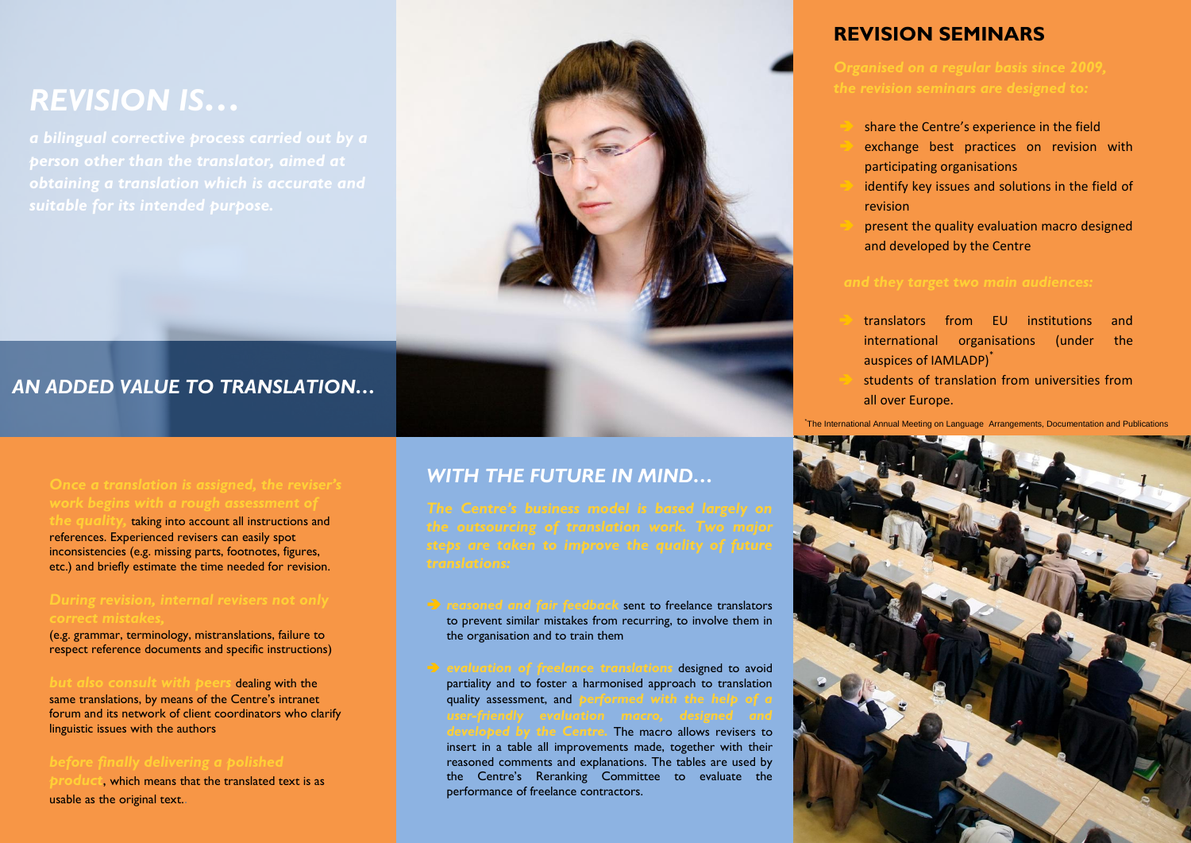# REVISION IS…

*a bilingual corrective process carried out by a person other than the translator, aimed at obtaining a translation which is accurate and suitable for its intended purpose.*

## AN ADDED VALUE TO TRANSLATION…

***Once a translation is assigned, the reviser's work begins with a rough assessment of the quality,*** taking into account all instructions and references. Experienced revisers can easily spot inconsistencies (e.g. missing parts, footnotes, figures, etc.) and briefly estimate the time needed for revision.

***During revision, internal revisers not only correct mistakes,***
(e.g. grammar, terminology, mistranslations, failure to respect reference documents and specific instructions)

***but also consult with peers*** dealing with the same translations, by means of the Centre's intranet forum and its network of client coordinators who clarify linguistic issues with the authors

***before finally delivering a polished product***, which means that the translated text is as usable as the original text.

## WITH THE FUTURE IN MIND…

***The Centre's business model is based largely on the outsourcing of translation work. Two major steps are taken to improve the quality of future translations:***

- ***reasoned and fair feedback*** sent to freelance translators to prevent similar mistakes from recurring, to involve them in the organisation and to train them
- ***evaluation of freelance translations*** designed to avoid partiality and to foster a harmonised approach to translation quality assessment, and ***performed with the help of a user-friendly evaluation macro, designed and developed by the Centre.*** The macro allows revisers to insert in a table all improvements made, together with their reasoned comments and explanations. The tables are used by the Centre's Reranking Committee to evaluate the performance of freelance contractors.

## REVISION SEMINARS

***Organised on a regular basis since 2009, the revision seminars are designed to:***

- share the Centre's experience in the field
- exchange best practices on revision with participating organisations
- identify key issues and solutions in the field of revision
- present the quality evaluation macro designed and developed by the Centre

***and they target two main audiences:***

- translators from EU institutions and international organisations (under the auspices of IAMLADP)*
- students of translation from universities from all over Europe.

*The International Annual Meeting on Language Arrangements, Documentation and Publications